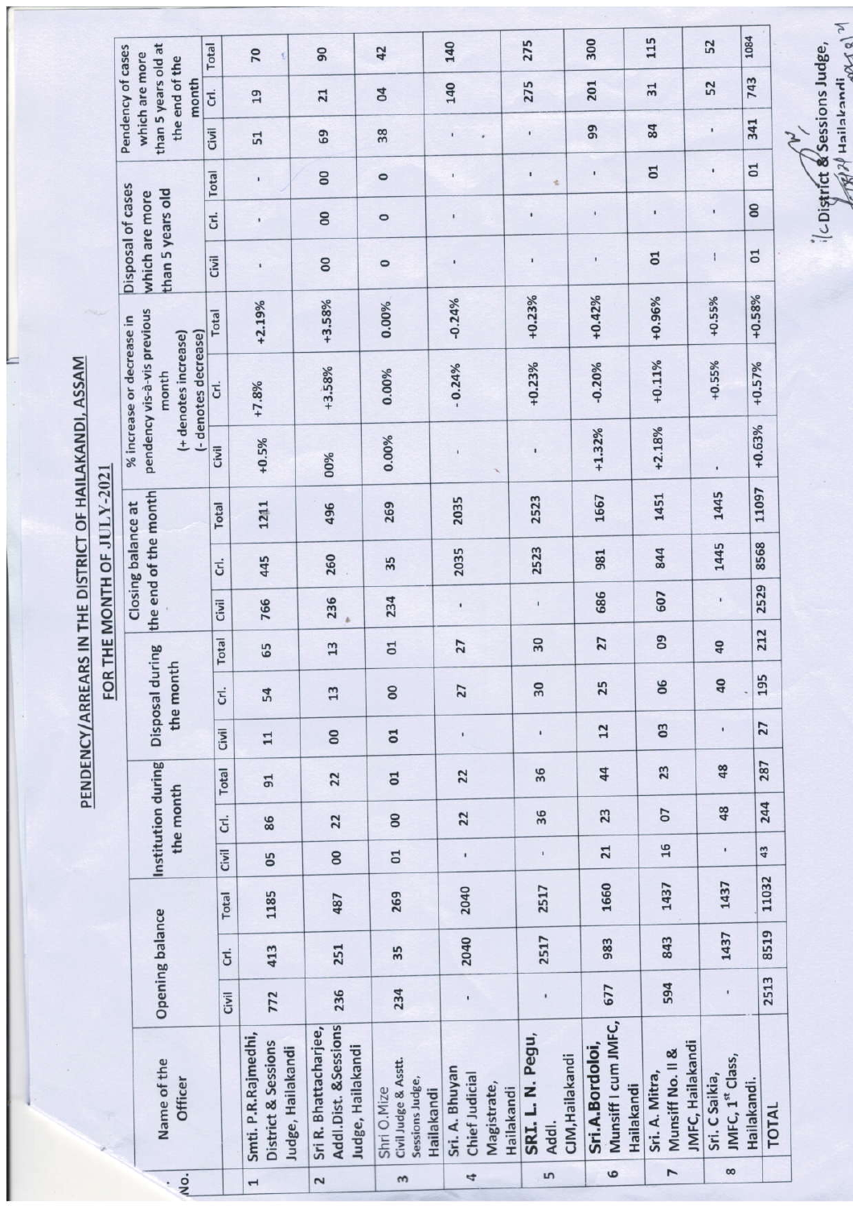# PENDENCY/ARREARS IN THE DISTRICT OF HAILAKANDI, ASSAM

## FOR THE MONTH OF JULY-2021

| No. | Name of the Officer | Opening balance | | | Institution during the month | | | Disposal during the month | | | Closing balance at the end of the month | | | % increase or decrease in pendency vis-à-vis previous month (+ denotes increase) (- denotes decrease) | | | Disposal of cases which are more than 5 years old | | | Pendency of cases which are more than 5 years old at the end of the month | | |
|---|---|---|---|---|---|---|---|---|---|---|---|---|---|---|---|---|---|---|---|---|---|---|
| | | Civil | Crl. | Total | Civil | Crl. | Total | Civil | Crl. | Total | Civil | Crl. | Total | Civil | Crl. | Total | Civil | Crl. | Total | Civil | Crl. | Total |
| 1 | Smti. P.R.Rajmedhi, District & Sessions Judge, Hailakandi | 772 | 413 | 1185 | 05 | 86 | 91 | 11 | 54 | 65 | 766 | 445 | 1211 | +0.5% | +7.8% | +2.19% | - | - | - | 51 | 19 | 70 |
| 2 | Sri R. Bhattacharjee, Addl.Dist. &Sessions Judge, Hailakandi | 236 | 251 | 487 | 00 | 22 | 22 | 00 | 13 | 13 | 236 | 260 | 496 | 00% | +3.58% | +3.58% | 00 | 00 | 00 | 69 | 21 | 90 |
| 3 | Shri O.Mize Civil Judge & Asstt. Sessions Judge, Hailakandi | 234 | 35 | 269 | 01 | 00 | 01 | 01 | 00 | 01 | 234 | 35 | 269 | 0.00% | 0.00% | 0.00% | 0 | 0 | 0 | 38 | 04 | 42 |
| 4 | Sri. A. Bhuyan Chief Judicial Magistrate, Hailakandi | - | 2040 | 2040 | - | 22 | 22 | - | 27 | 27 | - | 2035 | 2035 | - | - 0.24% | -0.24% | - | - | - | - | 140 | 140 |
| 5 | SRI. L. N. Pegu, Addl. CJM,Hailakandi | - | 2517 | 2517 | - | 36 | 36 | - | 30 | 30 | - | 2523 | 2523 | - | +0.23% | +0.23% | - | - | - | - | 275 | 275 |
| 6 | Sri.A.Bordoloi, Munsiff I cum JMFC, Hailakandi | 677 | 983 | 1660 | 21 | 23 | 44 | 12 | 25 | 27 | 686 | 981 | 1667 | +1.32% | -0.20% | +0.42% | - | - | - | 99 | 201 | 300 |
| 7 | Sri. A. Mitra, Munsiff No. II & JMFC, Hailakandi | 594 | 843 | 1437 | 16 | 07 | 23 | 03 | 06 | 09 | 607 | 844 | 1451 | +2.18% | +0.11% | +0.96% | 01 | - | 01 | 84 | 31 | 115 |
| 8 | Sri. C Saikia, JMFC, 1st Class, Hailakandi. | - | 1437 | 1437 | - | 48 | 48 | - | 40 | 40 | - | 1445 | 1445 | - | +0.55% | +0.55% | - | - | - | - | 52 | 52 |
| | TOTAL | 2513 | 8519 | 11032 | 43 | 244 | 287 | 27 | 195 | 212 | 2529 | 8568 | 11097 | +0.63% | +0.57% | +0.58% | 01 | 00 | 01 | 341 | 743 | 1084 |

i/c District & Sessions Judge, Hailakandi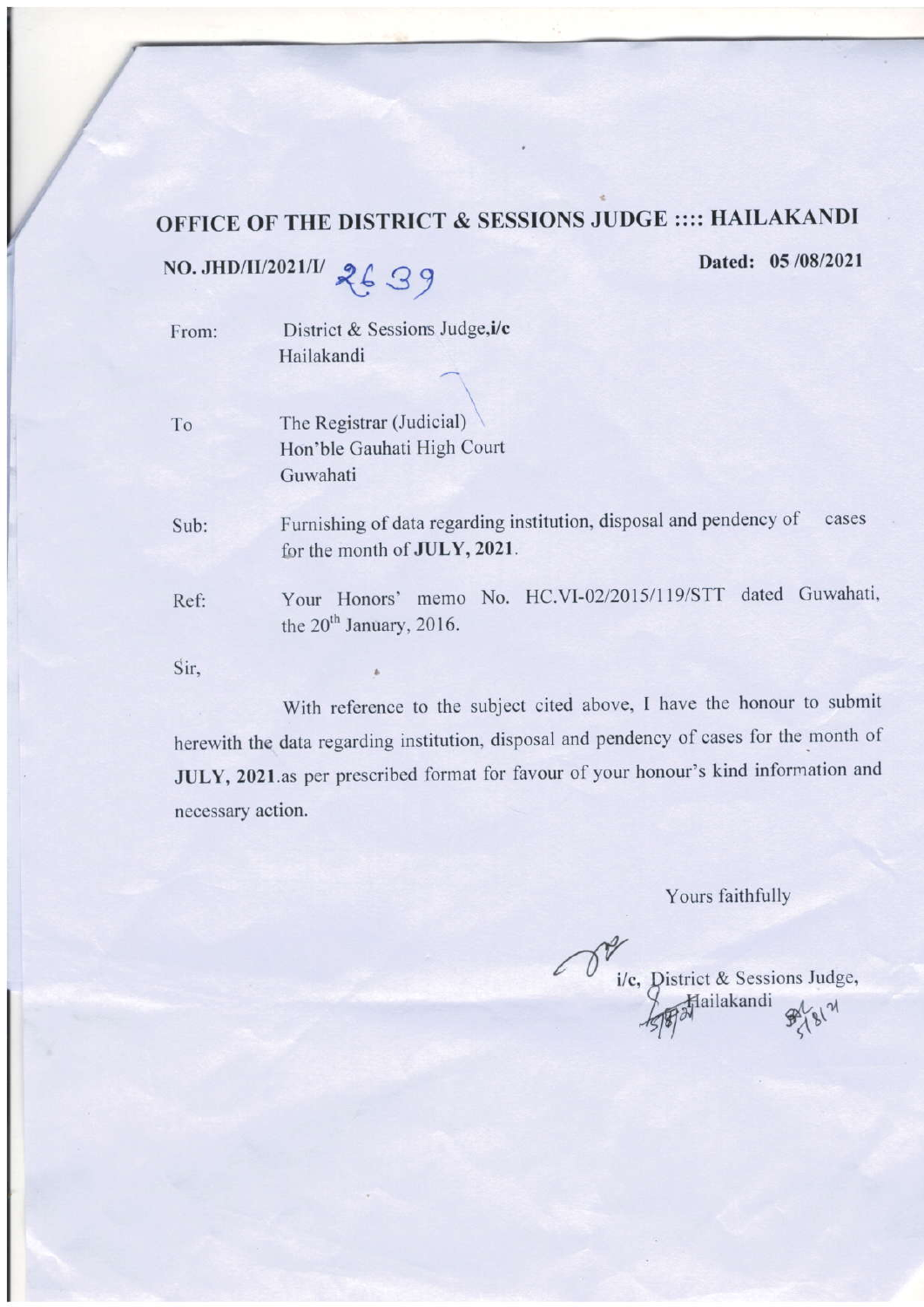## OFFICE OF THE DISTRICT & SESSIONS JUDGE :::: HAILAKANDI

**NO. JHD/II/2021/I/** 2639 **Dated: 05 /08/2021**

From: District & Sessions Judge,**i/c**
Hailakandi

To The Registrar (Judicial)
Hon'ble Gauhati High Court
Guwahati

Sub: Furnishing of data regarding institution, disposal and pendency of cases for the month of **JULY, 2021**.

Ref: Your Honors' memo No. HC.VI-02/2015/119/STT dated Guwahati, the 20th January, 2016.

Sir,

With reference to the subject cited above, I have the honour to submit herewith the data regarding institution, disposal and pendency of cases for the month of **JULY, 2021**.as per prescribed format for favour of your honour's kind information and necessary action.

Yours faithfully

i/c, District & Sessions Judge,
Hailakandi
5/8/21